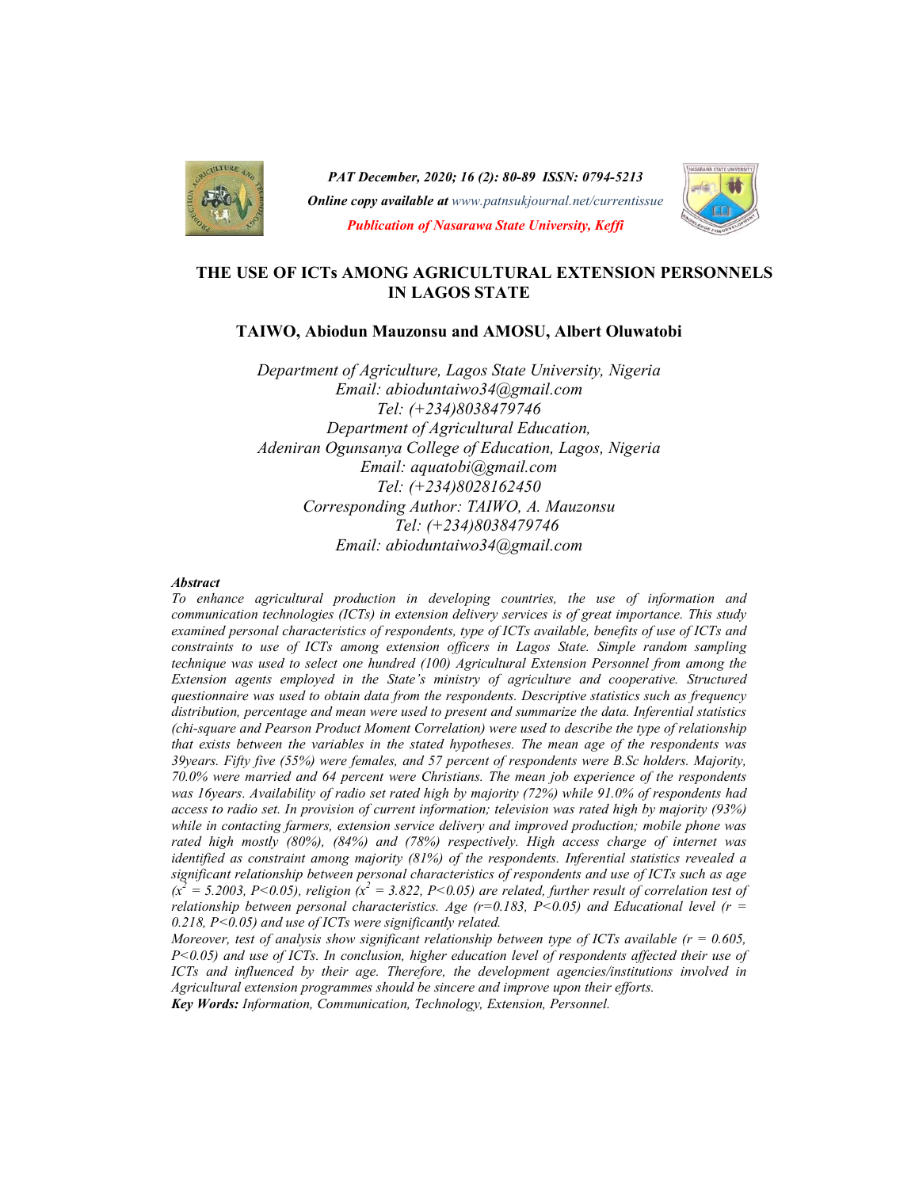# THE USE OF ICTs AMONG AGRICULTURAL EXTENSION PERSONNELS IN LAGOS STATE

**TAIWO, Abiodun Mauzonsu and AMOSU, Albert Oluwatobi**

*Department of Agriculture, Lagos State University, Nigeria*
*Email: abioduntaiwo34@gmail.com*
*Tel: (+234)8038479746*
*Department of Agricultural Education,*
*Adeniran Ogunsanya College of Education, Lagos, Nigeria*
*Email: aquatobi@gmail.com*
*Tel: (+234)8028162450*
*Corresponding Author: TAIWO, A. Mauzonsu*
*Tel: (+234)8038479746*
*Email: abioduntaiwo34@gmail.com*

### *Abstract*

*To enhance agricultural production in developing countries, the use of information and communication technologies (ICTs) in extension delivery services is of great importance. This study examined personal characteristics of respondents, type of ICTs available, benefits of use of ICTs and constraints to use of ICTs among extension officers in Lagos State. Simple random sampling technique was used to select one hundred (100) Agricultural Extension Personnel from among the Extension agents employed in the State's ministry of agriculture and cooperative. Structured questionnaire was used to obtain data from the respondents. Descriptive statistics such as frequency distribution, percentage and mean were used to present and summarize the data. Inferential statistics (chi-square and Pearson Product Moment Correlation) were used to describe the type of relationship that exists between the variables in the stated hypotheses. The mean age of the respondents was 39years. Fifty five (55%) were females, and 57 percent of respondents were B.Sc holders. Majority, 70.0% were married and 64 percent were Christians. The mean job experience of the respondents was 16years. Availability of radio set rated high by majority (72%) while 91.0% of respondents had access to radio set. In provision of current information; television was rated high by majority (93%) while in contacting farmers, extension service delivery and improved production; mobile phone was rated high mostly (80%), (84%) and (78%) respectively. High access charge of internet was identified as constraint among majority (81%) of the respondents. Inferential statistics revealed a significant relationship between personal characteristics of respondents and use of ICTs such as age ($x^2$ = 5.2003, P<0.05), religion ($x^2$ = 3.822, P<0.05) are related, further result of correlation test of relationship between personal characteristics. Age (r=0.183, P<0.05) and Educational level (r = 0.218, P<0.05) and use of ICTs were significantly related.*

*Moreover, test of analysis show significant relationship between type of ICTs available (r = 0.605, P<0.05) and use of ICTs. In conclusion, higher education level of respondents affected their use of ICTs and influenced by their age. Therefore, the development agencies/institutions involved in Agricultural extension programmes should be sincere and improve upon their efforts.*

***Key Words:*** *Information, Communication, Technology, Extension, Personnel.*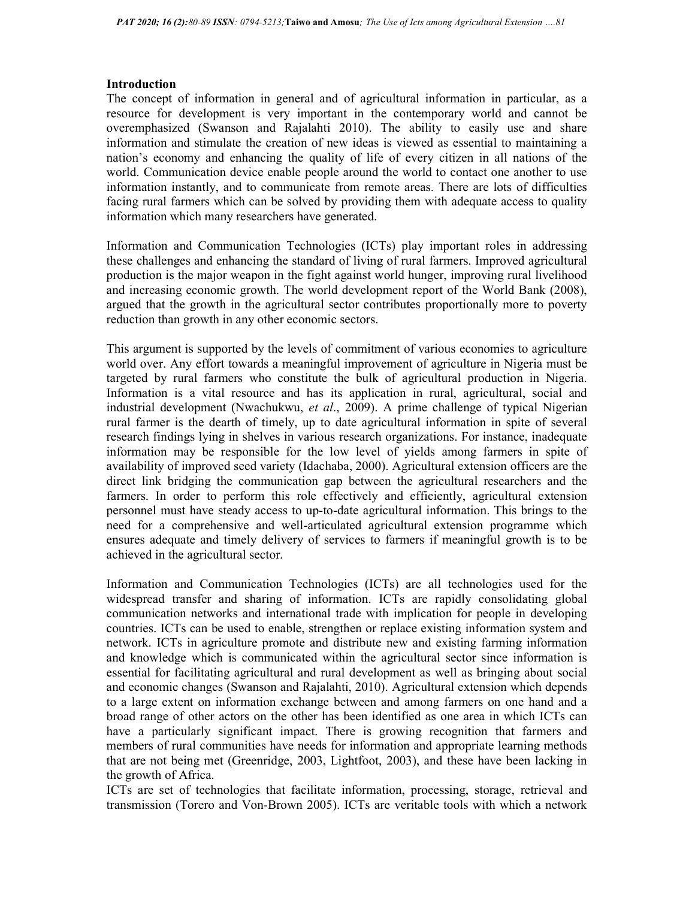## Introduction

The concept of information in general and of agricultural information in particular, as a resource for development is very important in the contemporary world and cannot be overemphasized (Swanson and Rajalahti 2010). The ability to easily use and share information and stimulate the creation of new ideas is viewed as essential to maintaining a nation's economy and enhancing the quality of life of every citizen in all nations of the world. Communication device enable people around the world to contact one another to use information instantly, and to communicate from remote areas. There are lots of difficulties facing rural farmers which can be solved by providing them with adequate access to quality information which many researchers have generated.

Information and Communication Technologies (ICTs) play important roles in addressing these challenges and enhancing the standard of living of rural farmers. Improved agricultural production is the major weapon in the fight against world hunger, improving rural livelihood and increasing economic growth. The world development report of the World Bank (2008), argued that the growth in the agricultural sector contributes proportionally more to poverty reduction than growth in any other economic sectors.

This argument is supported by the levels of commitment of various economies to agriculture world over. Any effort towards a meaningful improvement of agriculture in Nigeria must be targeted by rural farmers who constitute the bulk of agricultural production in Nigeria. Information is a vital resource and has its application in rural, agricultural, social and industrial development (Nwachukwu, *et al*., 2009). A prime challenge of typical Nigerian rural farmer is the dearth of timely, up to date agricultural information in spite of several research findings lying in shelves in various research organizations. For instance, inadequate information may be responsible for the low level of yields among farmers in spite of availability of improved seed variety (Idachaba, 2000). Agricultural extension officers are the direct link bridging the communication gap between the agricultural researchers and the farmers. In order to perform this role effectively and efficiently, agricultural extension personnel must have steady access to up-to-date agricultural information. This brings to the need for a comprehensive and well-articulated agricultural extension programme which ensures adequate and timely delivery of services to farmers if meaningful growth is to be achieved in the agricultural sector.

Information and Communication Technologies (ICTs) are all technologies used for the widespread transfer and sharing of information. ICTs are rapidly consolidating global communication networks and international trade with implication for people in developing countries. ICTs can be used to enable, strengthen or replace existing information system and network. ICTs in agriculture promote and distribute new and existing farming information and knowledge which is communicated within the agricultural sector since information is essential for facilitating agricultural and rural development as well as bringing about social and economic changes (Swanson and Rajalahti, 2010). Agricultural extension which depends to a large extent on information exchange between and among farmers on one hand and a broad range of other actors on the other has been identified as one area in which ICTs can have a particularly significant impact. There is growing recognition that farmers and members of rural communities have needs for information and appropriate learning methods that are not being met (Greenridge, 2003, Lightfoot, 2003), and these have been lacking in the growth of Africa.

ICTs are set of technologies that facilitate information, processing, storage, retrieval and transmission (Torero and Von-Brown 2005). ICTs are veritable tools with which a network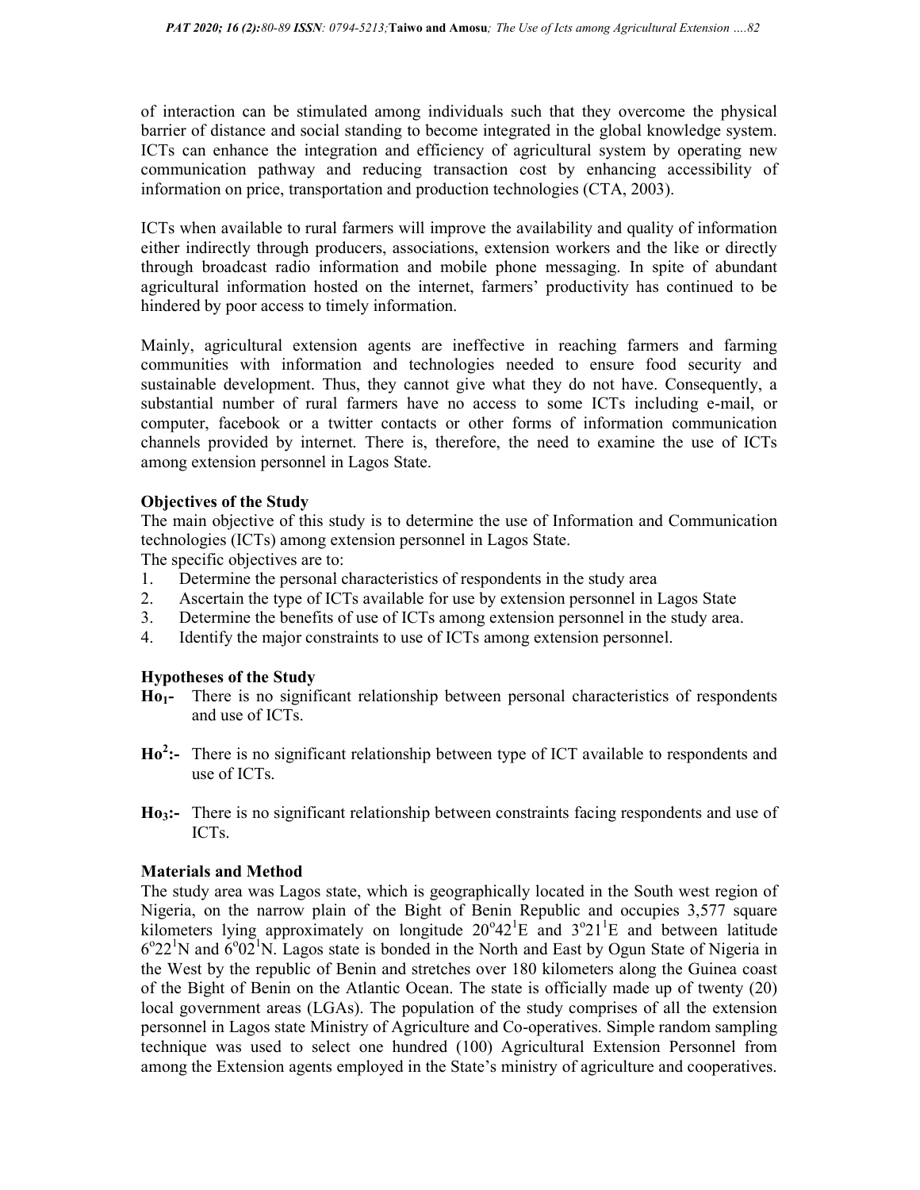of interaction can be stimulated among individuals such that they overcome the physical barrier of distance and social standing to become integrated in the global knowledge system. ICTs can enhance the integration and efficiency of agricultural system by operating new communication pathway and reducing transaction cost by enhancing accessibility of information on price, transportation and production technologies (CTA, 2003).

ICTs when available to rural farmers will improve the availability and quality of information either indirectly through producers, associations, extension workers and the like or directly through broadcast radio information and mobile phone messaging. In spite of abundant agricultural information hosted on the internet, farmers' productivity has continued to be hindered by poor access to timely information.

Mainly, agricultural extension agents are ineffective in reaching farmers and farming communities with information and technologies needed to ensure food security and sustainable development. Thus, they cannot give what they do not have. Consequently, a substantial number of rural farmers have no access to some ICTs including e-mail, or computer, facebook or a twitter contacts or other forms of information communication channels provided by internet. There is, therefore, the need to examine the use of ICTs among extension personnel in Lagos State.

**Objectives of the Study**

The main objective of this study is to determine the use of Information and Communication technologies (ICTs) among extension personnel in Lagos State.

The specific objectives are to:

1. Determine the personal characteristics of respondents in the study area
2. Ascertain the type of ICTs available for use by extension personnel in Lagos State
3. Determine the benefits of use of ICTs among extension personnel in the study area.
4. Identify the major constraints to use of ICTs among extension personnel.

**Hypotheses of the Study**

**$Ho_1$-** There is no significant relationship between personal characteristics of respondents and use of ICTs.

**$Ho^2$:-** There is no significant relationship between type of ICT available to respondents and use of ICTs.

**$Ho_3$:-** There is no significant relationship between constraints facing respondents and use of ICTs.

**Materials and Method**

The study area was Lagos state, which is geographically located in the South west region of Nigeria, on the narrow plain of the Bight of Benin Republic and occupies 3,577 square kilometers lying approximately on longitude $20^o42^1$E and $3^o21^1$E and between latitude $6^o22^1$N and $6^o02^1$N. Lagos state is bonded in the North and East by Ogun State of Nigeria in the West by the republic of Benin and stretches over 180 kilometers along the Guinea coast of the Bight of Benin on the Atlantic Ocean. The state is officially made up of twenty (20) local government areas (LGAs). The population of the study comprises of all the extension personnel in Lagos state Ministry of Agriculture and Co-operatives. Simple random sampling technique was used to select one hundred (100) Agricultural Extension Personnel from among the Extension agents employed in the State's ministry of agriculture and cooperatives.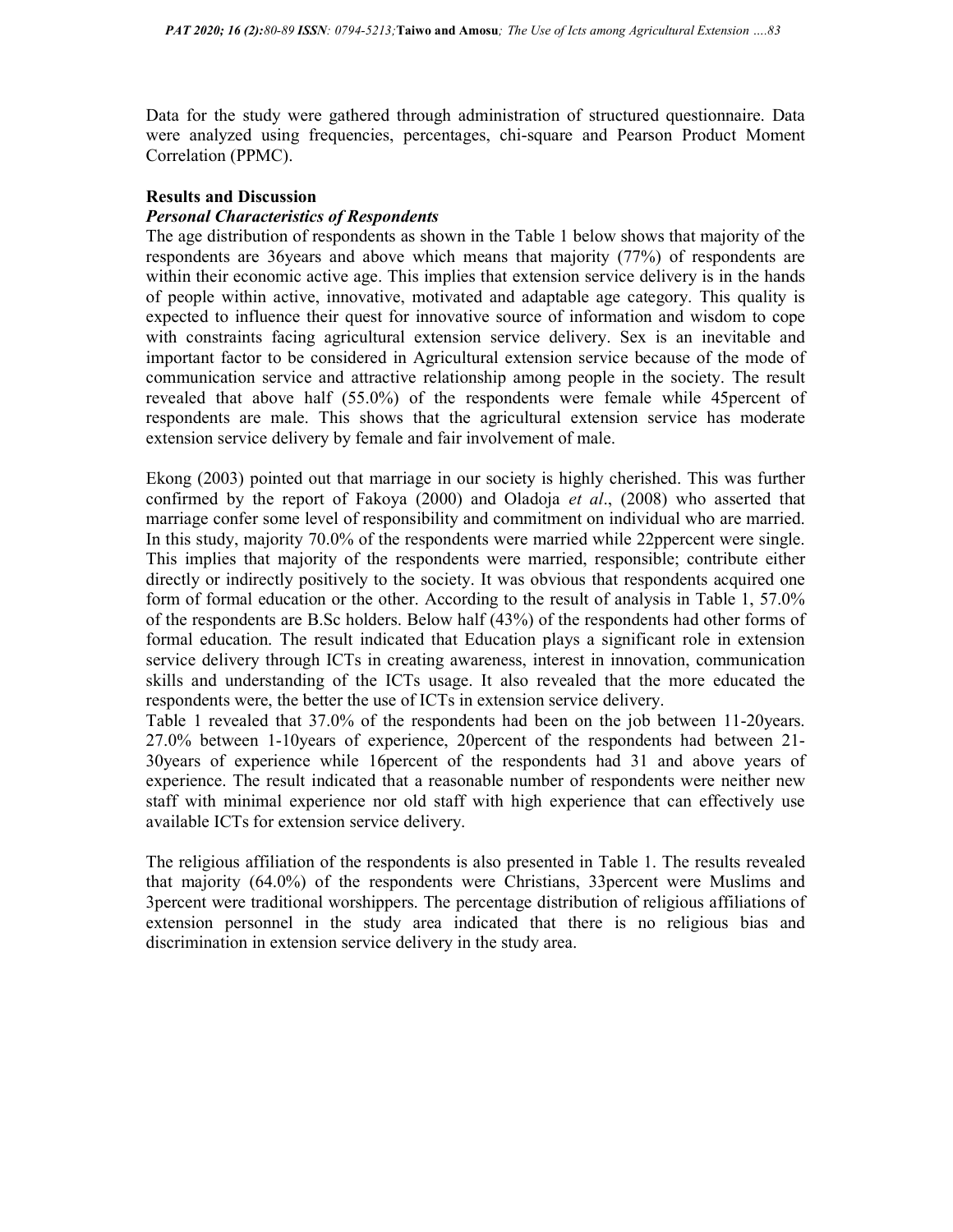Data for the study were gathered through administration of structured questionnaire. Data were analyzed using frequencies, percentages, chi-square and Pearson Product Moment Correlation (PPMC).

**Results and Discussion**

***Personal Characteristics of Respondents***

The age distribution of respondents as shown in the Table 1 below shows that majority of the respondents are 36years and above which means that majority (77%) of respondents are within their economic active age. This implies that extension service delivery is in the hands of people within active, innovative, motivated and adaptable age category. This quality is expected to influence their quest for innovative source of information and wisdom to cope with constraints facing agricultural extension service delivery. Sex is an inevitable and important factor to be considered in Agricultural extension service because of the mode of communication service and attractive relationship among people in the society. The result revealed that above half (55.0%) of the respondents were female while 45percent of respondents are male. This shows that the agricultural extension service has moderate extension service delivery by female and fair involvement of male.

Ekong (2003) pointed out that marriage in our society is highly cherished. This was further confirmed by the report of Fakoya (2000) and Oladoja *et al*., (2008) who asserted that marriage confer some level of responsibility and commitment on individual who are married. In this study, majority 70.0% of the respondents were married while 22ppercent were single. This implies that majority of the respondents were married, responsible; contribute either directly or indirectly positively to the society. It was obvious that respondents acquired one form of formal education or the other. According to the result of analysis in Table 1, 57.0% of the respondents are B.Sc holders. Below half (43%) of the respondents had other forms of formal education. The result indicated that Education plays a significant role in extension service delivery through ICTs in creating awareness, interest in innovation, communication skills and understanding of the ICTs usage. It also revealed that the more educated the respondents were, the better the use of ICTs in extension service delivery.

Table 1 revealed that 37.0% of the respondents had been on the job between 11-20years. 27.0% between 1-10years of experience, 20percent of the respondents had between 21-30years of experience while 16percent of the respondents had 31 and above years of experience. The result indicated that a reasonable number of respondents were neither new staff with minimal experience nor old staff with high experience that can effectively use available ICTs for extension service delivery.

The religious affiliation of the respondents is also presented in Table 1. The results revealed that majority (64.0%) of the respondents were Christians, 33percent were Muslims and 3percent were traditional worshippers. The percentage distribution of religious affiliations of extension personnel in the study area indicated that there is no religious bias and discrimination in extension service delivery in the study area.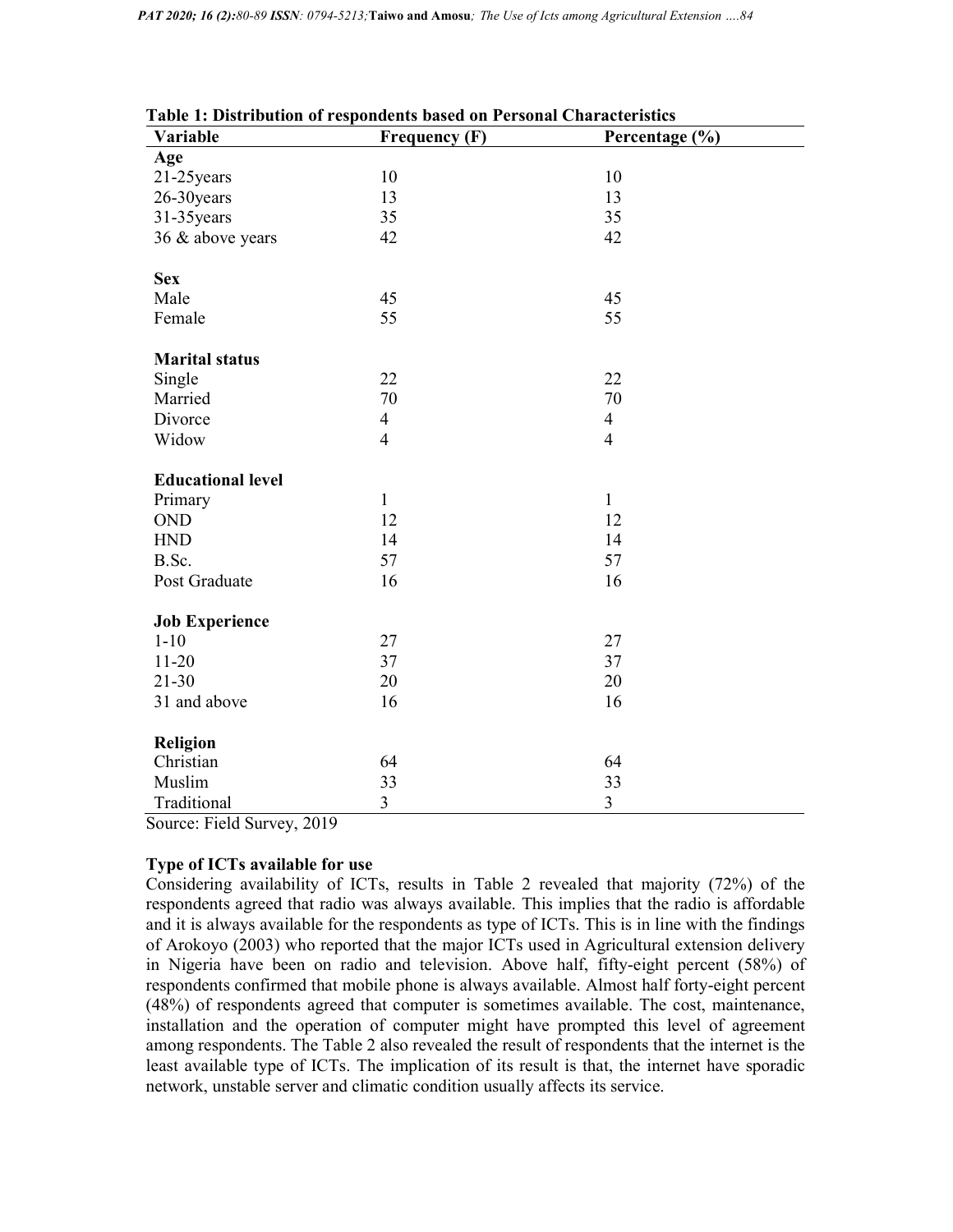**Table 1: Distribution of respondents based on Personal Characteristics**

| Variable | Frequency (F) | Percentage (%) |
|---|---|---|
| **Age** | | |
| 21-25years | 10 | 10 |
| 26-30years | 13 | 13 |
| 31-35years | 35 | 35 |
| 36 & above years | 42 | 42 |
| **Sex** | | |
| Male | 45 | 45 |
| Female | 55 | 55 |
| **Marital status** | | |
| Single | 22 | 22 |
| Married | 70 | 70 |
| Divorce | 4 | 4 |
| Widow | 4 | 4 |
| **Educational level** | | |
| Primary | 1 | 1 |
| OND | 12 | 12 |
| HND | 14 | 14 |
| B.Sc. | 57 | 57 |
| Post Graduate | 16 | 16 |
| **Job Experience** | | |
| 1-10 | 27 | 27 |
| 11-20 | 37 | 37 |
| 21-30 | 20 | 20 |
| 31 and above | 16 | 16 |
| **Religion** | | |
| Christian | 64 | 64 |
| Muslim | 33 | 33 |
| Traditional | 3 | 3 |

Source: Field Survey, 2019

**Type of ICTs available for use**

Considering availability of ICTs, results in Table 2 revealed that majority (72%) of the respondents agreed that radio was always available. This implies that the radio is affordable and it is always available for the respondents as type of ICTs. This is in line with the findings of Arokoyo (2003) who reported that the major ICTs used in Agricultural extension delivery in Nigeria have been on radio and television. Above half, fifty-eight percent (58%) of respondents confirmed that mobile phone is always available. Almost half forty-eight percent (48%) of respondents agreed that computer is sometimes available. The cost, maintenance, installation and the operation of computer might have prompted this level of agreement among respondents. The Table 2 also revealed the result of respondents that the internet is the least available type of ICTs. The implication of its result is that, the internet have sporadic network, unstable server and climatic condition usually affects its service.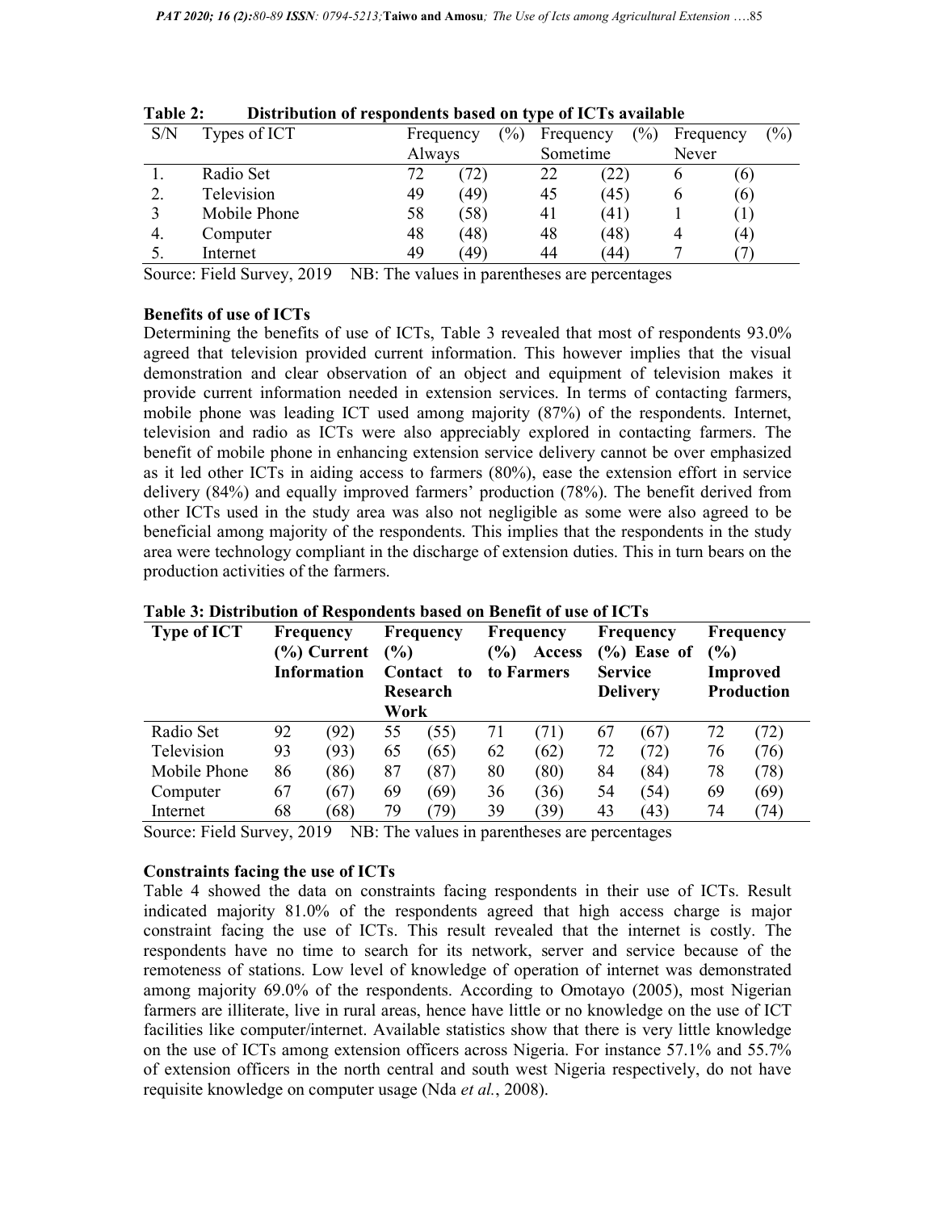**Table 2: Distribution of respondents based on type of ICTs available**

| S/N | Types of ICT | Frequency Always | (%) | Frequency Sometime | (%) | Frequency Never | (%) |
|---|---|---|---|---|---|---|---|
| 1. | Radio Set | 72 | (72) | 22 | (22) | 6 | (6) |
| 2. | Television | 49 | (49) | 45 | (45) | 6 | (6) |
| 3 | Mobile Phone | 58 | (58) | 41 | (41) | 1 | (1) |
| 4. | Computer | 48 | (48) | 48 | (48) | 4 | (4) |
| 5. | Internet | 49 | (49) | 44 | (44) | 7 | (7) |

Source: Field Survey, 2019 NB: The values in parentheses are percentages

**Benefits of use of ICTs**

Determining the benefits of use of ICTs, Table 3 revealed that most of respondents 93.0% agreed that television provided current information. This however implies that the visual demonstration and clear observation of an object and equipment of television makes it provide current information needed in extension services. In terms of contacting farmers, mobile phone was leading ICT used among majority (87%) of the respondents. Internet, television and radio as ICTs were also appreciably explored in contacting farmers. The benefit of mobile phone in enhancing extension service delivery cannot be over emphasized as it led other ICTs in aiding access to farmers (80%), ease the extension effort in service delivery (84%) and equally improved farmers' production (78%). The benefit derived from other ICTs used in the study area was also not negligible as some were also agreed to be beneficial among majority of the respondents. This implies that the respondents in the study area were technology compliant in the discharge of extension duties. This in turn bears on the production activities of the farmers.

**Table 3: Distribution of Respondents based on Benefit of use of ICTs**

| Type of ICT | Frequency (%) Current Information | | Frequency (%) Contact to Research Work | | Frequency (%) Access to Farmers | | Frequency (%) Ease of Service Delivery | | Frequency (%) Improved Production | |
|---|---|---|---|---|---|---|---|---|---|---|
| Radio Set | 92 | (92) | 55 | (55) | 71 | (71) | 67 | (67) | 72 | (72) |
| Television | 93 | (93) | 65 | (65) | 62 | (62) | 72 | (72) | 76 | (76) |
| Mobile Phone | 86 | (86) | 87 | (87) | 80 | (80) | 84 | (84) | 78 | (78) |
| Computer | 67 | (67) | 69 | (69) | 36 | (36) | 54 | (54) | 69 | (69) |
| Internet | 68 | (68) | 79 | (79) | 39 | (39) | 43 | (43) | 74 | (74) |

Source: Field Survey, 2019 NB: The values in parentheses are percentages

**Constraints facing the use of ICTs**

Table 4 showed the data on constraints facing respondents in their use of ICTs. Result indicated majority 81.0% of the respondents agreed that high access charge is major constraint facing the use of ICTs. This result revealed that the internet is costly. The respondents have no time to search for its network, server and service because of the remoteness of stations. Low level of knowledge of operation of internet was demonstrated among majority 69.0% of the respondents. According to Omotayo (2005), most Nigerian farmers are illiterate, live in rural areas, hence have little or no knowledge on the use of ICT facilities like computer/internet. Available statistics show that there is very little knowledge on the use of ICTs among extension officers across Nigeria. For instance 57.1% and 55.7% of extension officers in the north central and south west Nigeria respectively, do not have requisite knowledge on computer usage (Nda *et al.*, 2008).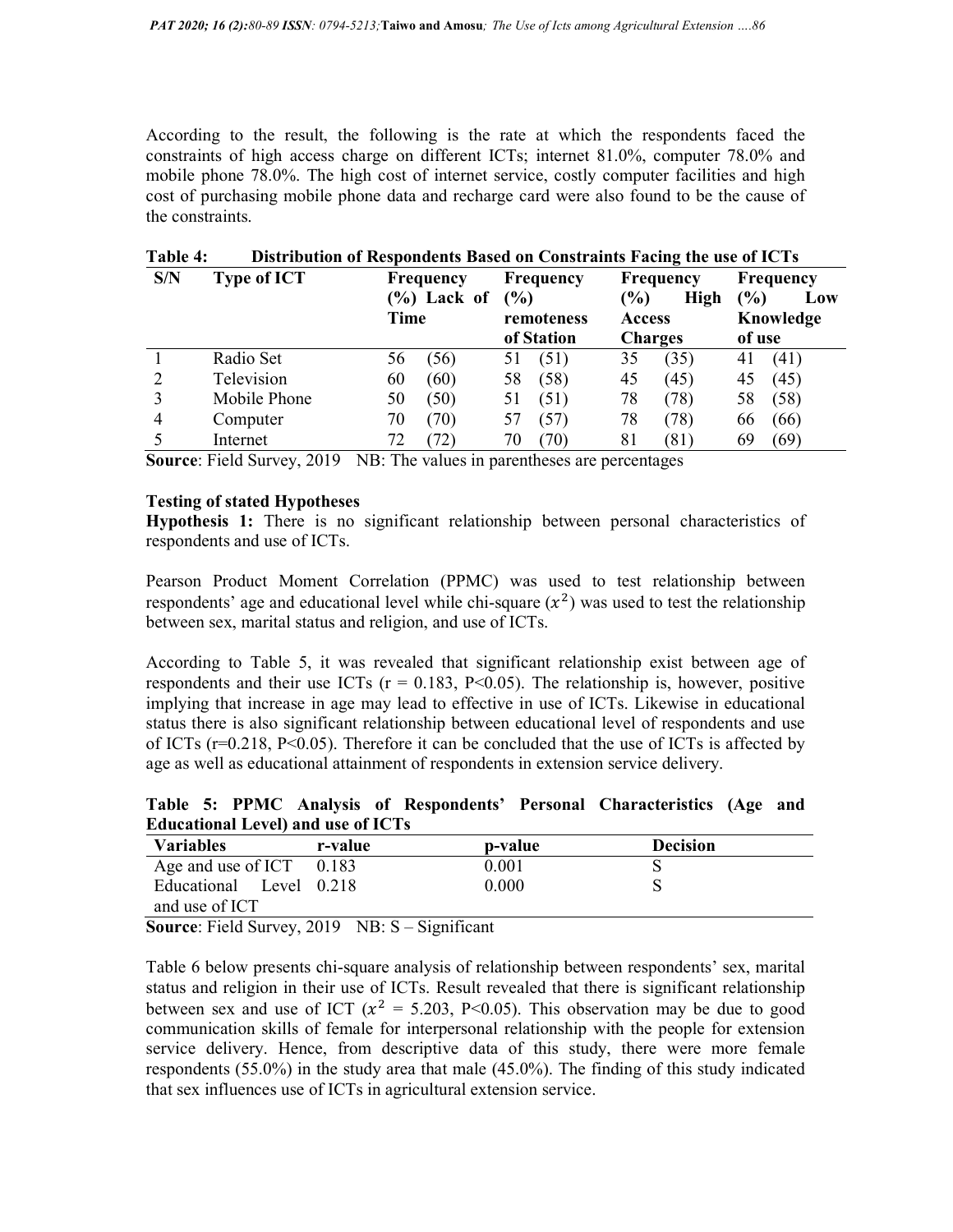According to the result, the following is the rate at which the respondents faced the constraints of high access charge on different ICTs; internet 81.0%, computer 78.0% and mobile phone 78.0%. The high cost of internet service, costly computer facilities and high cost of purchasing mobile phone data and recharge card were also found to be the cause of the constraints.

**Table 4: Distribution of Respondents Based on Constraints Facing the use of ICTs**

| S/N | Type of ICT | Frequency (%) Lack of Time | Frequency (%) remoteness of Station | Frequency (%) High Access Charges | Frequency (%) Low Knowledge of use |
|---|---|---|---|---|---|
| 1 | Radio Set | 56 (56) | 51 (51) | 35 (35) | 41 (41) |
| 2 | Television | 60 (60) | 58 (58) | 45 (45) | 45 (45) |
| 3 | Mobile Phone | 50 (50) | 51 (51) | 78 (78) | 58 (58) |
| 4 | Computer | 70 (70) | 57 (57) | 78 (78) | 66 (66) |
| 5 | Internet | 72 (72) | 70 (70) | 81 (81) | 69 (69) |

**Source**: Field Survey, 2019 NB: The values in parentheses are percentages

**Testing of stated Hypotheses**

**Hypothesis 1:** There is no significant relationship between personal characteristics of respondents and use of ICTs.

Pearson Product Moment Correlation (PPMC) was used to test relationship between respondents' age and educational level while chi-square ($x^2$) was used to test the relationship between sex, marital status and religion, and use of ICTs.

According to Table 5, it was revealed that significant relationship exist between age of respondents and their use ICTs (r = 0.183, P<0.05). The relationship is, however, positive implying that increase in age may lead to effective in use of ICTs. Likewise in educational status there is also significant relationship between educational level of respondents and use of ICTs (r=0.218, P<0.05). Therefore it can be concluded that the use of ICTs is affected by age as well as educational attainment of respondents in extension service delivery.

**Table 5: PPMC Analysis of Respondents' Personal Characteristics (Age and Educational Level) and use of ICTs**

| Variables | r-value | p-value | Decision |
|---|---|---|---|
| Age and use of ICT | 0.183 | 0.001 | S |
| Educational Level and use of ICT | 0.218 | 0.000 | S |

**Source**: Field Survey, 2019 NB: S – Significant

Table 6 below presents chi-square analysis of relationship between respondents' sex, marital status and religion in their use of ICTs. Result revealed that there is significant relationship between sex and use of ICT ($x^2$ = 5.203, P<0.05). This observation may be due to good communication skills of female for interpersonal relationship with the people for extension service delivery. Hence, from descriptive data of this study, there were more female respondents (55.0%) in the study area that male (45.0%). The finding of this study indicated that sex influences use of ICTs in agricultural extension service.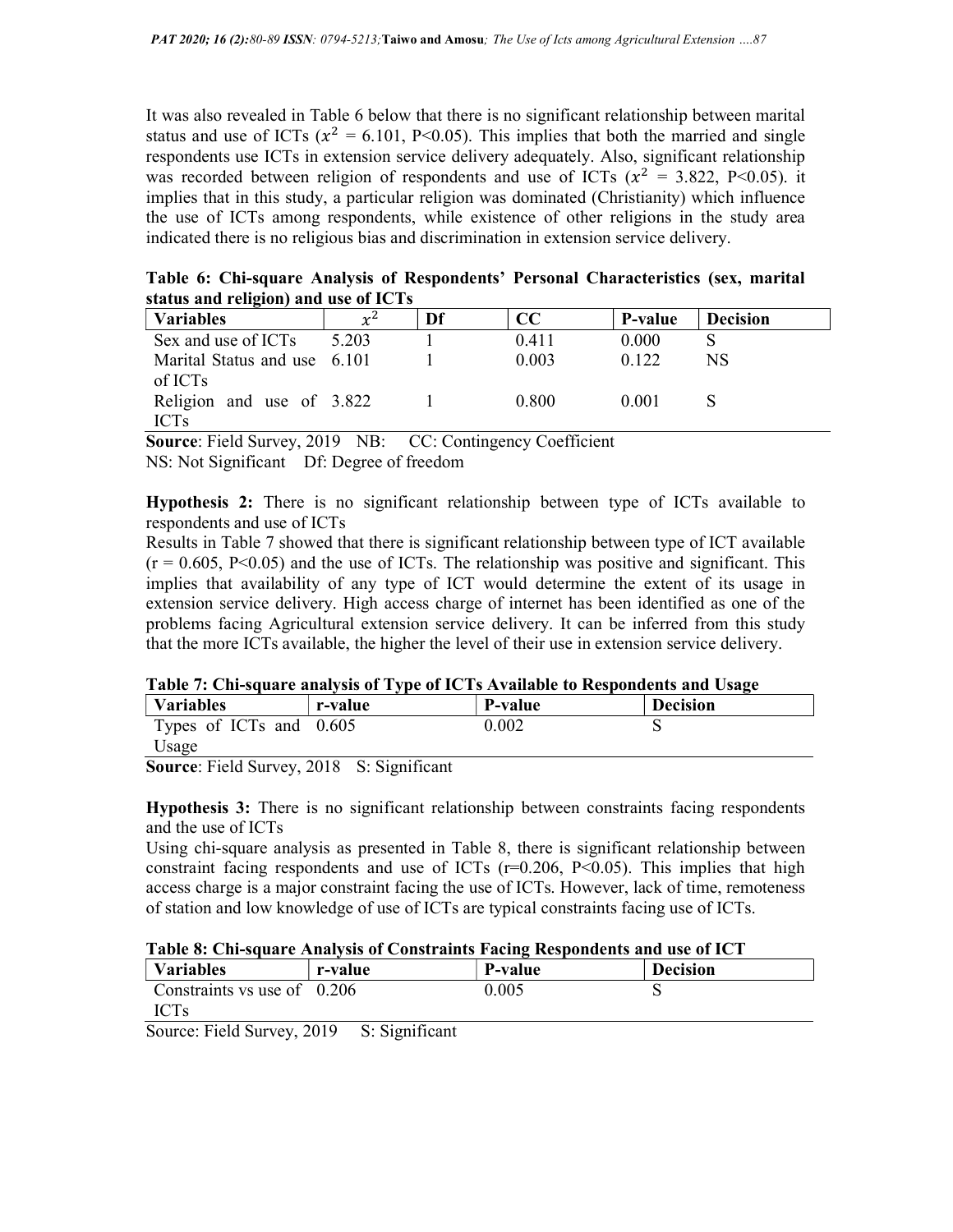It was also revealed in Table 6 below that there is no significant relationship between marital status and use of ICTs ($x^2$ = 6.101, P<0.05). This implies that both the married and single respondents use ICTs in extension service delivery adequately. Also, significant relationship was recorded between religion of respondents and use of ICTs ($x^2$ = 3.822, P<0.05). it implies that in this study, a particular religion was dominated (Christianity) which influence the use of ICTs among respondents, while existence of other religions in the study area indicated there is no religious bias and discrimination in extension service delivery.

**Table 6: Chi-square Analysis of Respondents' Personal Characteristics (sex, marital status and religion) and use of ICTs**

| Variables | $x^2$ | Df | CC | P-value | Decision |
|---|---|---|---|---|---|
| Sex and use of ICTs | 5.203 | 1 | 0.411 | 0.000 | S |
| Marital Status and use of ICTs | 6.101 | 1 | 0.003 | 0.122 | NS |
| Religion and use of ICTs | 3.822 | 1 | 0.800 | 0.001 | S |

**Source**: Field Survey, 2019 NB: CC: Contingency Coefficient
NS: Not Significant Df: Degree of freedom

**Hypothesis 2:** There is no significant relationship between type of ICTs available to respondents and use of ICTs

Results in Table 7 showed that there is significant relationship between type of ICT available (r = 0.605, P<0.05) and the use of ICTs. The relationship was positive and significant. This implies that availability of any type of ICT would determine the extent of its usage in extension service delivery. High access charge of internet has been identified as one of the problems facing Agricultural extension service delivery. It can be inferred from this study that the more ICTs available, the higher the level of their use in extension service delivery.

**Table 7: Chi-square analysis of Type of ICTs Available to Respondents and Usage**

| Variables | r-value | P-value | Decision |
|---|---|---|---|
| Types of ICTs and Usage | 0.605 | 0.002 | S |

**Source**: Field Survey, 2018 S: Significant

**Hypothesis 3:** There is no significant relationship between constraints facing respondents and the use of ICTs

Using chi-square analysis as presented in Table 8, there is significant relationship between constraint facing respondents and use of ICTs (r=0.206, P<0.05). This implies that high access charge is a major constraint facing the use of ICTs. However, lack of time, remoteness of station and low knowledge of use of ICTs are typical constraints facing use of ICTs.

**Table 8: Chi-square Analysis of Constraints Facing Respondents and use of ICT**

| Variables | r-value | P-value | Decision |
|---|---|---|---|
| Constraints vs use of ICTs | 0.206 | 0.005 | S |

Source: Field Survey, 2019 S: Significant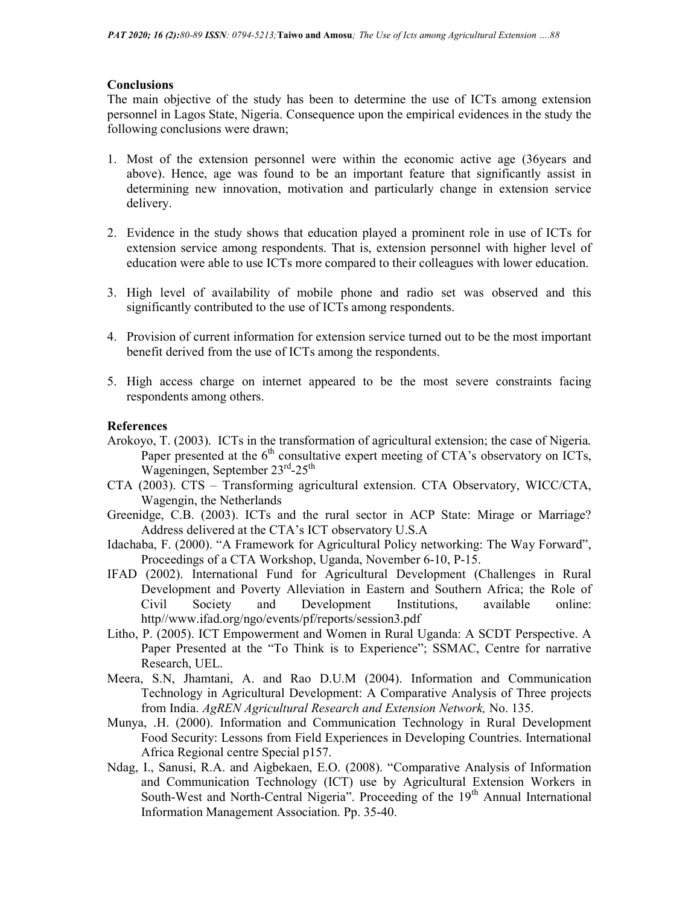## Conclusions

The main objective of the study has been to determine the use of ICTs among extension personnel in Lagos State, Nigeria. Consequence upon the empirical evidences in the study the following conclusions were drawn;

1. Most of the extension personnel were within the economic active age (36years and above). Hence, age was found to be an important feature that significantly assist in determining new innovation, motivation and particularly change in extension service delivery.

2. Evidence in the study shows that education played a prominent role in use of ICTs for extension service among respondents. That is, extension personnel with higher level of education were able to use ICTs more compared to their colleagues with lower education.

3. High level of availability of mobile phone and radio set was observed and this significantly contributed to the use of ICTs among respondents.

4. Provision of current information for extension service turned out to be the most important benefit derived from the use of ICTs among the respondents.

5. High access charge on internet appeared to be the most severe constraints facing respondents among others.

## References

Arokoyo, T. (2003). ICTs in the transformation of agricultural extension; the case of Nigeria. Paper presented at the 6th consultative expert meeting of CTA's observatory on ICTs, Wageningen, September 23rd-25th

CTA (2003). CTS – Transforming agricultural extension. CTA Observatory, WICC/CTA, Wagengin, the Netherlands

Greenidge, C.B. (2003). ICTs and the rural sector in ACP State: Mirage or Marriage? Address delivered at the CTA's ICT observatory U.S.A

Idachaba, F. (2000). "A Framework for Agricultural Policy networking: The Way Forward", Proceedings of a CTA Workshop, Uganda, November 6-10, P-15.

IFAD (2002). International Fund for Agricultural Development (Challenges in Rural Development and Poverty Alleviation in Eastern and Southern Africa; the Role of Civil Society and Development Institutions, available online: http//www.ifad.org/ngo/events/pf/reports/session3.pdf

Litho, P. (2005). ICT Empowerment and Women in Rural Uganda: A SCDT Perspective. A Paper Presented at the "To Think is to Experience"; SSMAC, Centre for narrative Research, UEL.

Meera, S.N, Jhamtani, A. and Rao D.U.M (2004). Information and Communication Technology in Agricultural Development: A Comparative Analysis of Three projects from India. *AgREN Agricultural Research and Extension Network,* No. 135.

Munya, .H. (2000). Information and Communication Technology in Rural Development Food Security: Lessons from Field Experiences in Developing Countries. International Africa Regional centre Special p157.

Ndag, I., Sanusi, R.A. and Aigbekaen, E.O. (2008). "Comparative Analysis of Information and Communication Technology (ICT) use by Agricultural Extension Workers in South-West and North-Central Nigeria". Proceeding of the 19th Annual International Information Management Association. Pp. 35-40.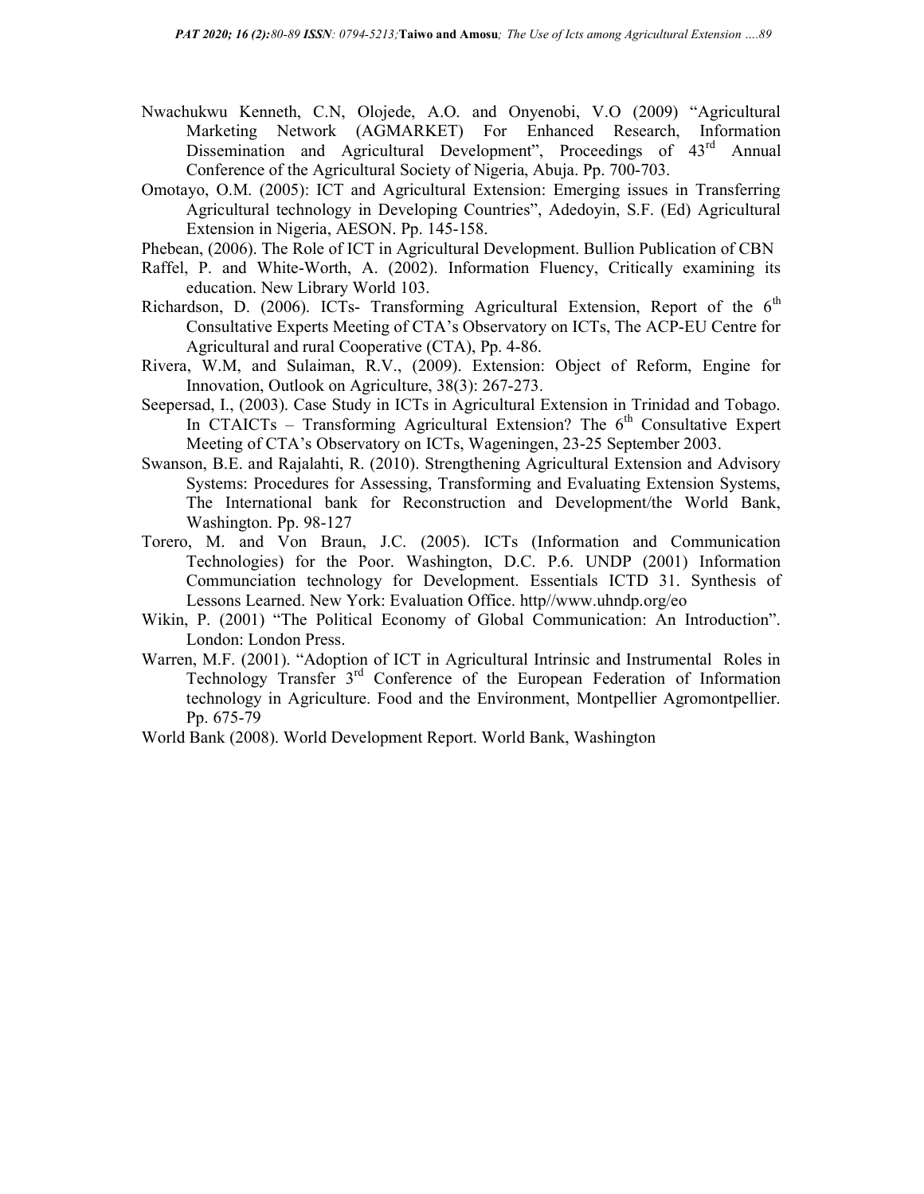Nwachukwu Kenneth, C.N, Olojede, A.O. and Onyenobi, V.O (2009) "Agricultural Marketing Network (AGMARKET) For Enhanced Research, Information Dissemination and Agricultural Development", Proceedings of 43rd Annual Conference of the Agricultural Society of Nigeria, Abuja. Pp. 700-703.

Omotayo, O.M. (2005): ICT and Agricultural Extension: Emerging issues in Transferring Agricultural technology in Developing Countries", Adedoyin, S.F. (Ed) Agricultural Extension in Nigeria, AESON. Pp. 145-158.

Phebean, (2006). The Role of ICT in Agricultural Development. Bullion Publication of CBN

Raffel, P. and White-Worth, A. (2002). Information Fluency, Critically examining its education. New Library World 103.

Richardson, D. (2006). ICTs- Transforming Agricultural Extension, Report of the 6th Consultative Experts Meeting of CTA's Observatory on ICTs, The ACP-EU Centre for Agricultural and rural Cooperative (CTA), Pp. 4-86.

Rivera, W.M, and Sulaiman, R.V., (2009). Extension: Object of Reform, Engine for Innovation, Outlook on Agriculture, 38(3): 267-273.

Seepersad, I., (2003). Case Study in ICTs in Agricultural Extension in Trinidad and Tobago. In CTAICTs – Transforming Agricultural Extension? The 6th Consultative Expert Meeting of CTA's Observatory on ICTs, Wageningen, 23-25 September 2003.

Swanson, B.E. and Rajalahti, R. (2010). Strengthening Agricultural Extension and Advisory Systems: Procedures for Assessing, Transforming and Evaluating Extension Systems, The International bank for Reconstruction and Development/the World Bank, Washington. Pp. 98-127

Torero, M. and Von Braun, J.C. (2005). ICTs (Information and Communication Technologies) for the Poor. Washington, D.C. P.6. UNDP (2001) Information Communciation technology for Development. Essentials ICTD 31. Synthesis of Lessons Learned. New York: Evaluation Office. http//www.uhndp.org/eo

Wikin, P. (2001) "The Political Economy of Global Communication: An Introduction". London: London Press.

Warren, M.F. (2001). "Adoption of ICT in Agricultural Intrinsic and Instrumental Roles in Technology Transfer 3rd Conference of the European Federation of Information technology in Agriculture. Food and the Environment, Montpellier Agromontpellier. Pp. 675-79

World Bank (2008). World Development Report. World Bank, Washington